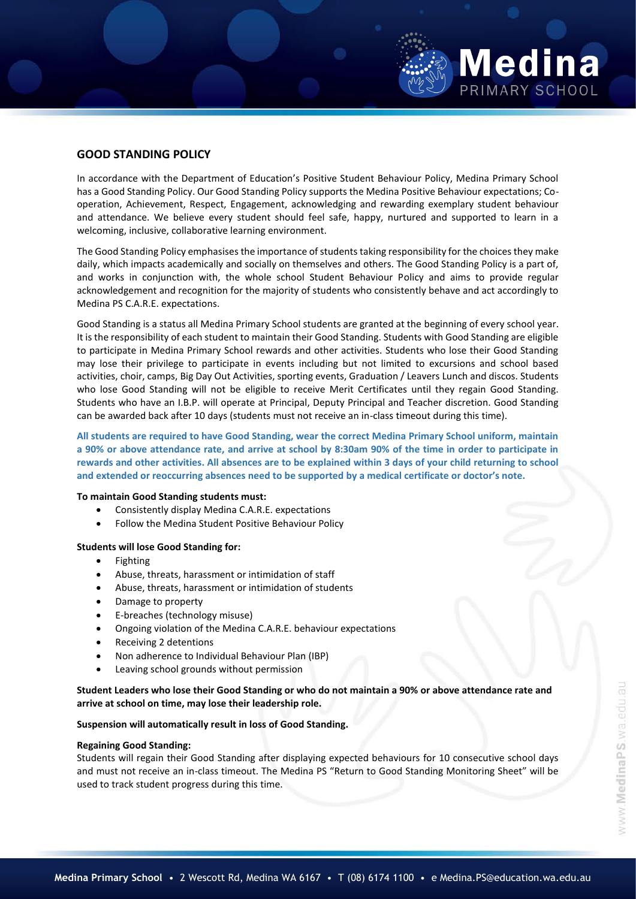## GOOD STANDING POLICY

In accordance with the Department of Education's Positive Student Behaviour Policy, Medina Primary School has a Good Standing Policy. Our Good Standing Policy supports the Medina Positive Behaviour expectations; Co-operation, Achievement, Respect, Engagement, acknowledging and rewarding exemplary student behaviour and attendance. We believe every student should feel safe, happy, nurtured and supported to learn in a welcoming, inclusive, collaborative learning environment.

The Good Standing Policy emphasises the importance of students taking responsibility for the choices they make daily, which impacts academically and socially on themselves and others. The Good Standing Policy is a part of, and works in conjunction with, the whole school Student Behaviour Policy and aims to provide regular acknowledgement and recognition for the majority of students who consistently behave and act accordingly to Medina PS C.A.R.E. expectations.

Good Standing is a status all Medina Primary School students are granted at the beginning of every school year. It is the responsibility of each student to maintain their Good Standing. Students with Good Standing are eligible to participate in Medina Primary School rewards and other activities. Students who lose their Good Standing may lose their privilege to participate in events including but not limited to excursions and school based activities, choir, camps, Big Day Out Activities, sporting events, Graduation / Leavers Lunch and discos. Students who lose Good Standing will not be eligible to receive Merit Certificates until they regain Good Standing. Students who have an I.B.P. will operate at Principal, Deputy Principal and Teacher discretion. Good Standing can be awarded back after 10 days (students must not receive an in-class timeout during this time).

**All students are required to have Good Standing, wear the correct Medina Primary School uniform, maintain a 90% or above attendance rate, and arrive at school by 8:30am 90% of the time in order to participate in rewards and other activities. All absences are to be explained within 3 days of your child returning to school and extended or reoccurring absences need to be supported by a medical certificate or doctor's note.**

**To maintain Good Standing students must:**

- Consistently display Medina C.A.R.E. expectations
- Follow the Medina Student Positive Behaviour Policy

**Students will lose Good Standing for:**

- Fighting
- Abuse, threats, harassment or intimidation of staff
- Abuse, threats, harassment or intimidation of students
- Damage to property
- E-breaches (technology misuse)
- Ongoing violation of the Medina C.A.R.E. behaviour expectations
- Receiving 2 detentions
- Non adherence to Individual Behaviour Plan (IBP)
- Leaving school grounds without permission

**Student Leaders who lose their Good Standing or who do not maintain a 90% or above attendance rate and arrive at school on time, may lose their leadership role.**

**Suspension will automatically result in loss of Good Standing.**

**Regaining Good Standing:**

Students will regain their Good Standing after displaying expected behaviours for 10 consecutive school days and must not receive an in-class timeout. The Medina PS "Return to Good Standing Monitoring Sheet" will be used to track student progress during this time.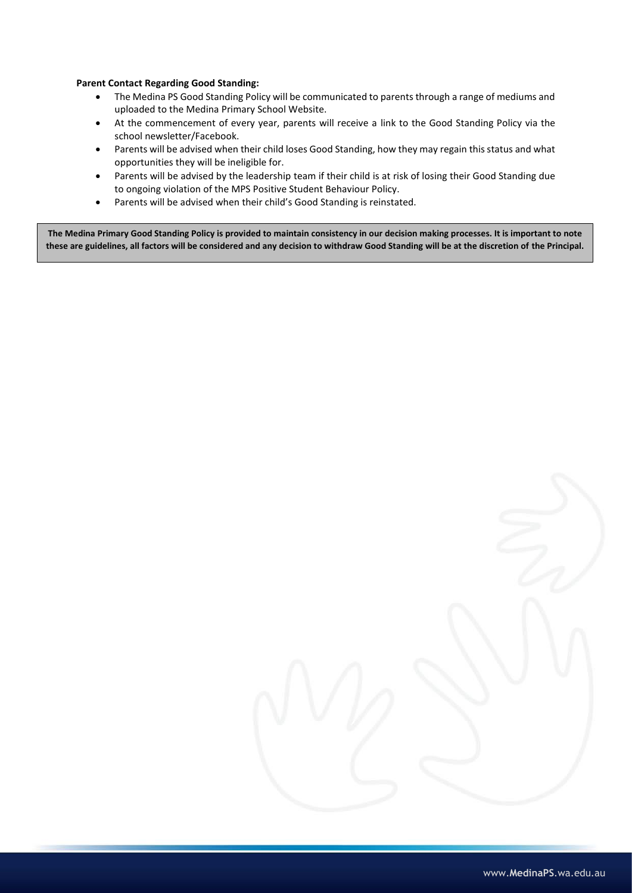**Parent Contact Regarding Good Standing:**

- The Medina PS Good Standing Policy will be communicated to parents through a range of mediums and uploaded to the Medina Primary School Website.
- At the commencement of every year, parents will receive a link to the Good Standing Policy via the school newsletter/Facebook.
- Parents will be advised when their child loses Good Standing, how they may regain this status and what opportunities they will be ineligible for.
- Parents will be advised by the leadership team if their child is at risk of losing their Good Standing due to ongoing violation of the MPS Positive Student Behaviour Policy.
- Parents will be advised when their child's Good Standing is reinstated.

**The Medina Primary Good Standing Policy is provided to maintain consistency in our decision making processes. It is important to note these are guidelines, all factors will be considered and any decision to withdraw Good Standing will be at the discretion of the Principal.**